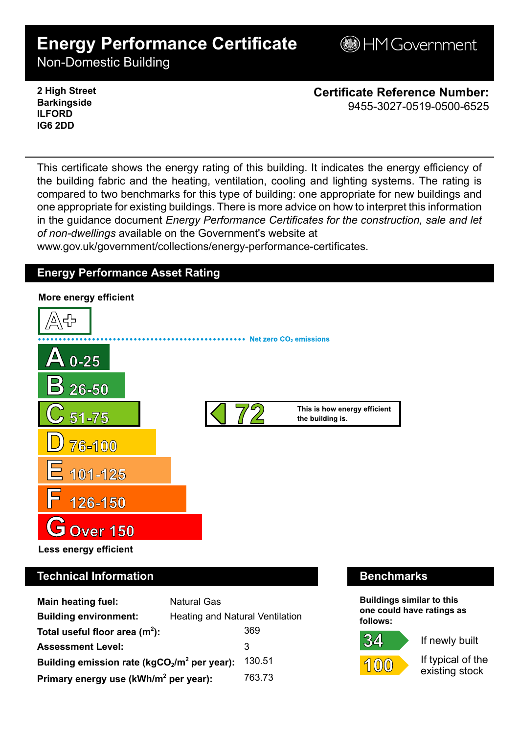# Energy Performance Certificate

Non-Domestic Building

HM Government

**2 High Street**
**Barkingside**
**ILFORD**
**IG6 2DD**

**Certificate Reference Number:**
9455-3027-0519-0500-6525

This certificate shows the energy rating of this building. It indicates the energy efficiency of the building fabric and the heating, ventilation, cooling and lighting systems. The rating is compared to two benchmarks for this type of building: one appropriate for new buildings and one appropriate for existing buildings. There is more advice on how to interpret this information in the guidance document *Energy Performance Certificates for the construction, sale and let of non-dwellings* available on the Government's website at www.gov.uk/government/collections/energy-performance-certificates.

## Energy Performance Asset Rating

**More energy efficient**

A+

Net zero $CO_2$ emissions

- A 0-25
- B 26-50
- C 51-75
- D 76-100
- E 101-125
- F 126-150
- G Over 150

**Less energy efficient**

**C 72** — This is how energy efficient the building is.

## Technical Information

| | |
|---|---|
| **Main heating fuel:** | Natural Gas |
| **Building environment:** | Heating and Natural Ventilation |
| **Total useful floor area ($m^2$):** | 369 |
| **Assessment Level:** | 3 |
| **Building emission rate ($kgCO_2/m^2$ per year):** | 130.51 |
| **Primary energy use ($kWh/m^2$ per year):** | 763.73 |

## Benchmarks

**Buildings similar to this one could have ratings as follows:**

| | |
|---|---|
| 34 | If newly built |
| 100 | If typical of the existing stock |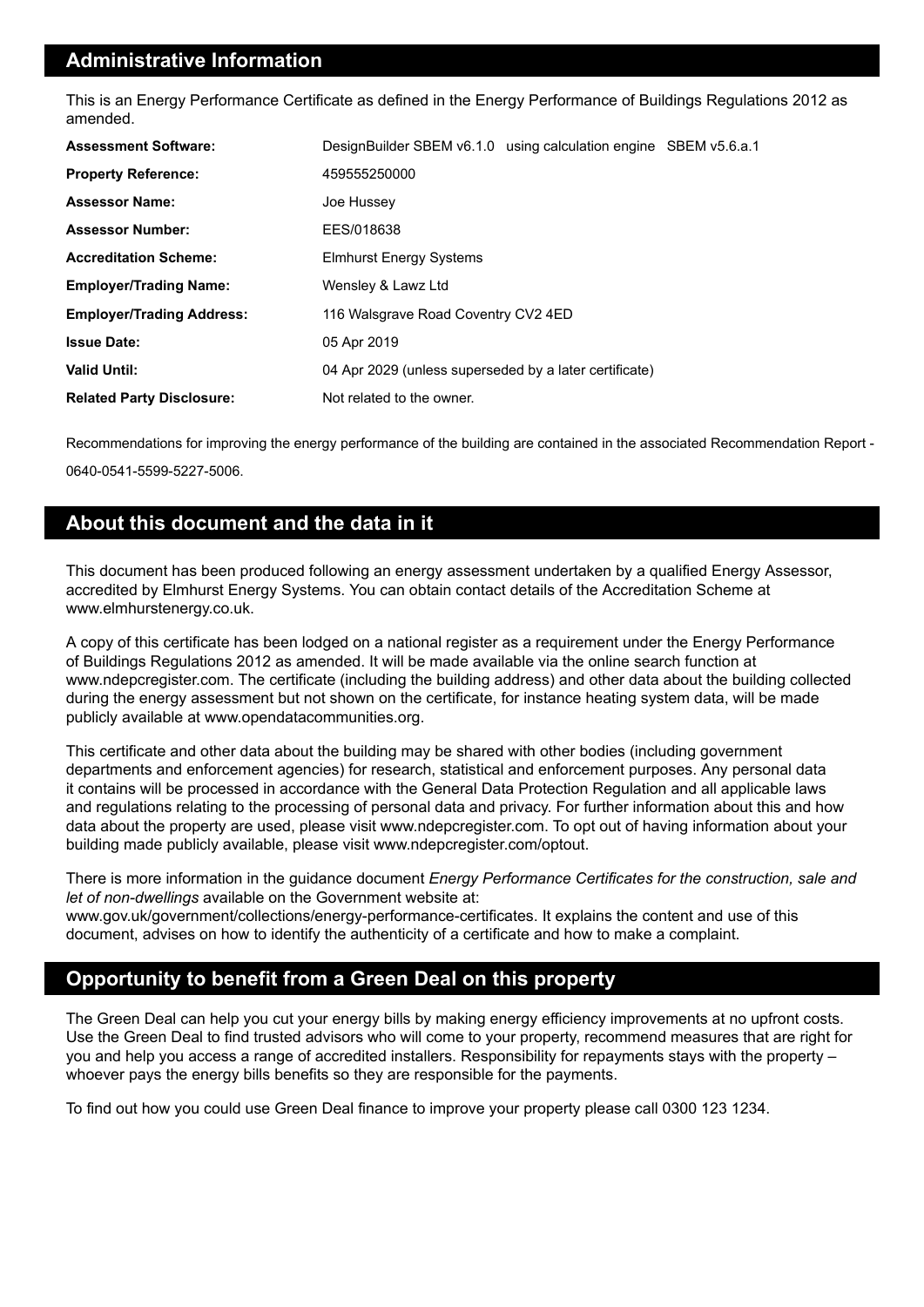## Administrative Information

This is an Energy Performance Certificate as defined in the Energy Performance of Buildings Regulations 2012 as amended.

| | |
|---|---|
| **Assessment Software:** | DesignBuilder SBEM v6.1.0 using calculation engine SBEM v5.6.a.1 |
| **Property Reference:** | 459555250000 |
| **Assessor Name:** | Joe Hussey |
| **Assessor Number:** | EES/018638 |
| **Accreditation Scheme:** | Elmhurst Energy Systems |
| **Employer/Trading Name:** | Wensley & Lawz Ltd |
| **Employer/Trading Address:** | 116 Walsgrave Road Coventry CV2 4ED |
| **Issue Date:** | 05 Apr 2019 |
| **Valid Until:** | 04 Apr 2029 (unless superseded by a later certificate) |
| **Related Party Disclosure:** | Not related to the owner. |

Recommendations for improving the energy performance of the building are contained in the associated Recommendation Report - 0640-0541-5599-5227-5006.

## About this document and the data in it

This document has been produced following an energy assessment undertaken by a qualified Energy Assessor, accredited by Elmhurst Energy Systems. You can obtain contact details of the Accreditation Scheme at www.elmhurstenergy.co.uk.

A copy of this certificate has been lodged on a national register as a requirement under the Energy Performance of Buildings Regulations 2012 as amended. It will be made available via the online search function at www.ndepcregister.com. The certificate (including the building address) and other data about the building collected during the energy assessment but not shown on the certificate, for instance heating system data, will be made publicly available at www.opendatacommunities.org.

This certificate and other data about the building may be shared with other bodies (including government departments and enforcement agencies) for research, statistical and enforcement purposes. Any personal data it contains will be processed in accordance with the General Data Protection Regulation and all applicable laws and regulations relating to the processing of personal data and privacy. For further information about this and how data about the property are used, please visit www.ndepcregister.com. To opt out of having information about your building made publicly available, please visit www.ndepcregister.com/optout.

There is more information in the guidance document *Energy Performance Certificates for the construction, sale and let of non-dwellings* available on the Government website at: www.gov.uk/government/collections/energy-performance-certificates. It explains the content and use of this document, advises on how to identify the authenticity of a certificate and how to make a complaint.

## Opportunity to benefit from a Green Deal on this property

The Green Deal can help you cut your energy bills by making energy efficiency improvements at no upfront costs. Use the Green Deal to find trusted advisors who will come to your property, recommend measures that are right for you and help you access a range of accredited installers. Responsibility for repayments stays with the property – whoever pays the energy bills benefits so they are responsible for the payments.

To find out how you could use Green Deal finance to improve your property please call 0300 123 1234.